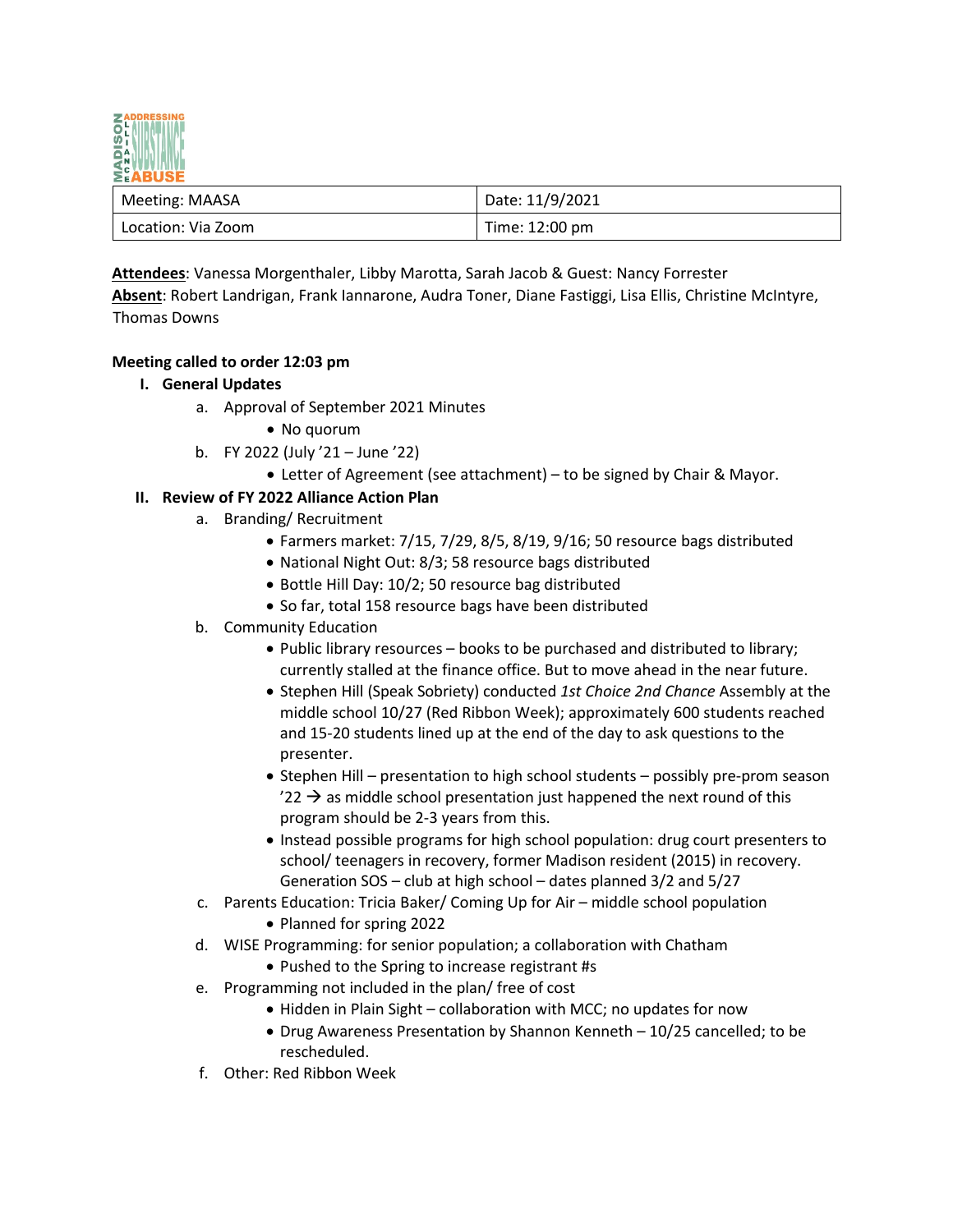| Meeting: MAASA | Date: 11/9/2021 |
|---|---|
| Location: Via Zoom | Time: 12:00 pm |

**Attendees**: Vanessa Morgenthaler, Libby Marotta, Sarah Jacob & Guest: Nancy Forrester
**Absent**: Robert Landrigan, Frank Iannarone, Audra Toner, Diane Fastiggi, Lisa Ellis, Christine McIntyre, Thomas Downs

**Meeting called to order 12:03 pm**

I. **General Updates**
   a. Approval of September 2021 Minutes
      - No quorum
   b. FY 2022 (July '21 – June '22)
      - Letter of Agreement (see attachment) – to be signed by Chair & Mayor.

II. **Review of FY 2022 Alliance Action Plan**
   a. Branding/ Recruitment
      - Farmers market: 7/15, 7/29, 8/5, 8/19, 9/16; 50 resource bags distributed
      - National Night Out: 8/3; 58 resource bags distributed
      - Bottle Hill Day: 10/2; 50 resource bag distributed
      - So far, total 158 resource bags have been distributed
   b. Community Education
      - Public library resources – books to be purchased and distributed to library; currently stalled at the finance office. But to move ahead in the near future.
      - Stephen Hill (Speak Sobriety) conducted *1st Choice 2nd Chance* Assembly at the middle school 10/27 (Red Ribbon Week); approximately 600 students reached and 15-20 students lined up at the end of the day to ask questions to the presenter.
      - Stephen Hill – presentation to high school students – possibly pre-prom season '22 → as middle school presentation just happened the next round of this program should be 2-3 years from this.
      - Instead possible programs for high school population: drug court presenters to school/ teenagers in recovery, former Madison resident (2015) in recovery. Generation SOS – club at high school – dates planned 3/2 and 5/27
   c. Parents Education: Tricia Baker/ Coming Up for Air – middle school population
      - Planned for spring 2022
   d. WISE Programming: for senior population; a collaboration with Chatham
      - Pushed to the Spring to increase registrant #s
   e. Programming not included in the plan/ free of cost
      - Hidden in Plain Sight – collaboration with MCC; no updates for now
      - Drug Awareness Presentation by Shannon Kenneth – 10/25 cancelled; to be rescheduled.
   f. Other: Red Ribbon Week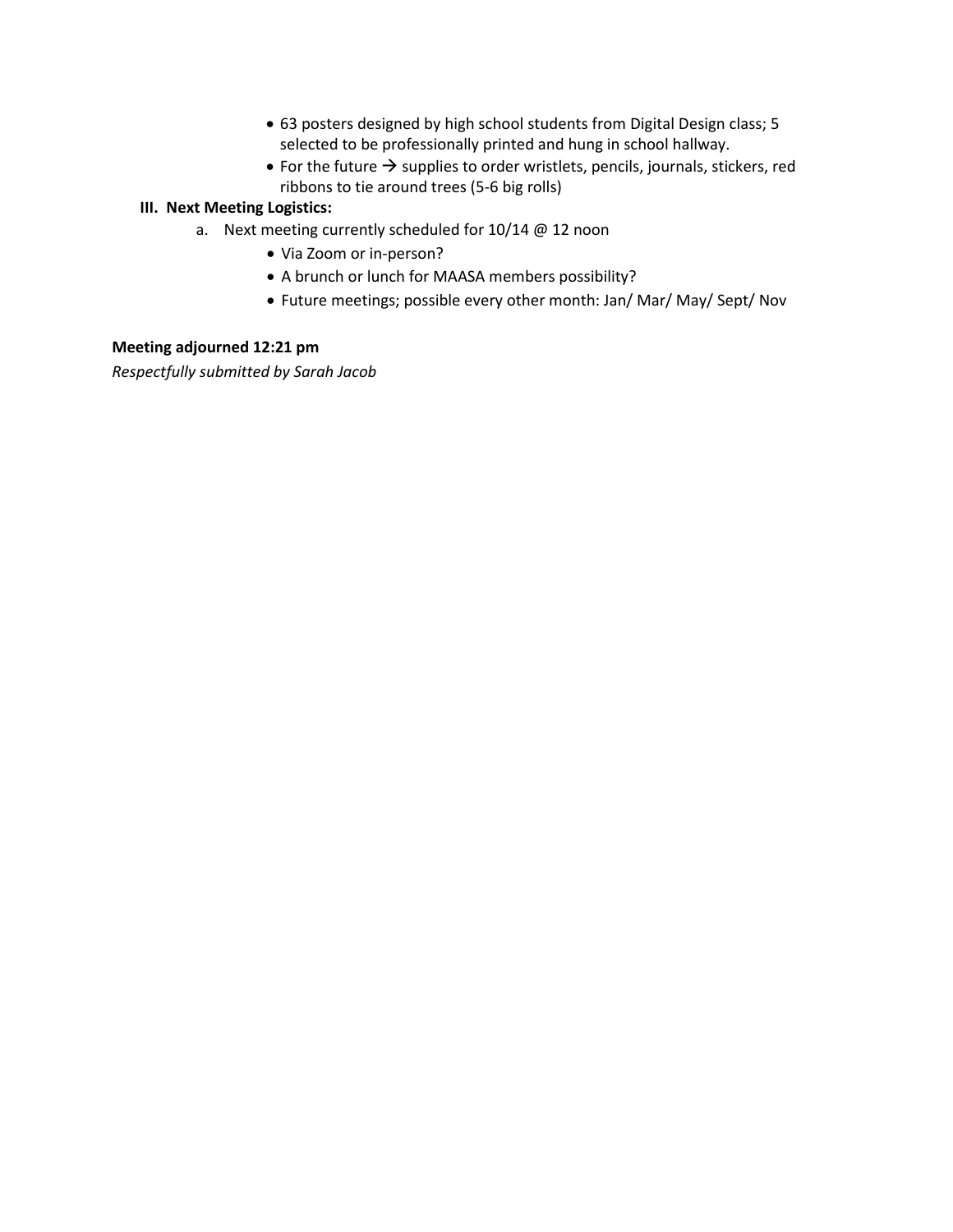- 63 posters designed by high school students from Digital Design class; 5 selected to be professionally printed and hung in school hallway.
- For the future → supplies to order wristlets, pencils, journals, stickers, red ribbons to tie around trees (5-6 big rolls)

**III. Next Meeting Logistics:**

a. Next meeting currently scheduled for 10/14 @ 12 noon
   - Via Zoom or in-person?
   - A brunch or lunch for MAASA members possibility?
   - Future meetings; possible every other month: Jan/ Mar/ May/ Sept/ Nov

**Meeting adjourned 12:21 pm**

*Respectfully submitted by Sarah Jacob*